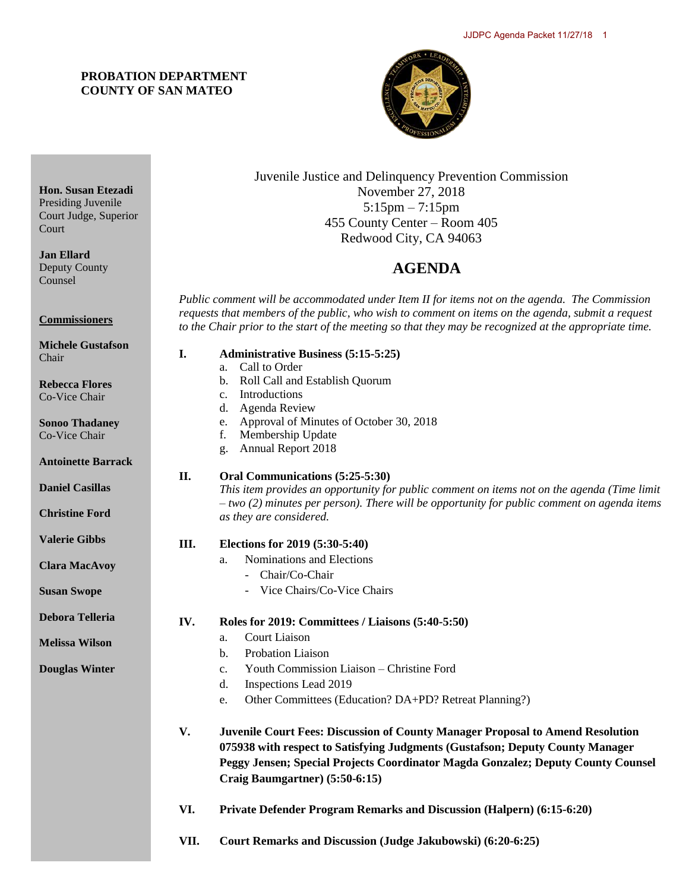**PROBATION DEPARTMENT**
**COUNTY OF SAN MATEO**

**Hon. Susan Etezadi**
Presiding Juvenile Court Judge, Superior Court

**Jan Ellard**
Deputy County Counsel

**Commissioners**

**Michele Gustafson**
Chair

**Rebecca Flores**
Co-Vice Chair

**Sonoo Thadaney**
Co-Vice Chair

**Antoinette Barrack**

**Daniel Casillas**

**Christine Ford**

**Valerie Gibbs**

**Clara MacAvoy**

**Susan Swope**

**Debora Telleria**

**Melissa Wilson**

**Douglas Winter**

Juvenile Justice and Delinquency Prevention Commission
November 27, 2018
5:15pm – 7:15pm
455 County Center – Room 405
Redwood City, CA 94063

# AGENDA

*Public comment will be accommodated under Item II for items not on the agenda. The Commission requests that members of the public, who wish to comment on items on the agenda, submit a request to the Chair prior to the start of the meeting so that they may be recognized at the appropriate time.*

**I. Administrative Business (5:15-5:25)**

a. Call to Order
b. Roll Call and Establish Quorum
c. Introductions
d. Agenda Review
e. Approval of Minutes of October 30, 2018
f. Membership Update
g. Annual Report 2018

**II. Oral Communications (5:25-5:30)**

*This item provides an opportunity for public comment on items not on the agenda (Time limit – two (2) minutes per person). There will be opportunity for public comment on agenda items as they are considered.*

**III. Elections for 2019 (5:30-5:40)**

a. Nominations and Elections
   - Chair/Co-Chair
   - Vice Chairs/Co-Vice Chairs

**IV. Roles for 2019: Committees / Liaisons (5:40-5:50)**

a. Court Liaison
b. Probation Liaison
c. Youth Commission Liaison – Christine Ford
d. Inspections Lead 2019
e. Other Committees (Education? DA+PD? Retreat Planning?)

**V. Juvenile Court Fees: Discussion of County Manager Proposal to Amend Resolution 075938 with respect to Satisfying Judgments (Gustafson; Deputy County Manager Peggy Jensen; Special Projects Coordinator Magda Gonzalez; Deputy County Counsel Craig Baumgartner) (5:50-6:15)**

**VI. Private Defender Program Remarks and Discussion (Halpern) (6:15-6:20)**

**VII. Court Remarks and Discussion (Judge Jakubowski) (6:20-6:25)**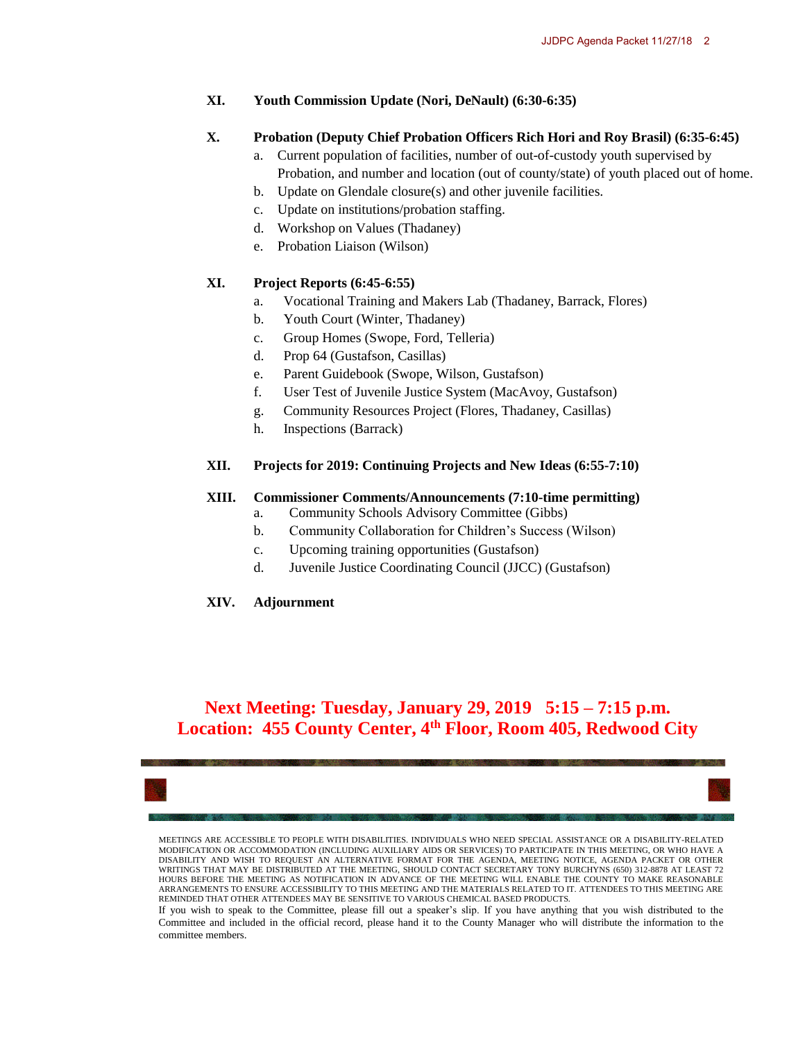**XI. Youth Commission Update (Nori, DeNault) (6:30-6:35)**

**X. Probation (Deputy Chief Probation Officers Rich Hori and Roy Brasil) (6:35-6:45)**

a. Current population of facilities, number of out-of-custody youth supervised by Probation, and number and location (out of county/state) of youth placed out of home.
b. Update on Glendale closure(s) and other juvenile facilities.
c. Update on institutions/probation staffing.
d. Workshop on Values (Thadaney)
e. Probation Liaison (Wilson)

**XI. Project Reports (6:45-6:55)**

a. Vocational Training and Makers Lab (Thadaney, Barrack, Flores)
b. Youth Court (Winter, Thadaney)
c. Group Homes (Swope, Ford, Telleria)
d. Prop 64 (Gustafson, Casillas)
e. Parent Guidebook (Swope, Wilson, Gustafson)
f. User Test of Juvenile Justice System (MacAvoy, Gustafson)
g. Community Resources Project (Flores, Thadaney, Casillas)
h. Inspections (Barrack)

**XII. Projects for 2019: Continuing Projects and New Ideas (6:55-7:10)**

**XIII. Commissioner Comments/Announcements (7:10-time permitting)**

a. Community Schools Advisory Committee (Gibbs)
b. Community Collaboration for Children's Success (Wilson)
c. Upcoming training opportunities (Gustafson)
d. Juvenile Justice Coordinating Council (JJCC) (Gustafson)

**XIV. Adjournment**

**Next Meeting: Tuesday, January 29, 2019 5:15 – 7:15 p.m.**
**Location: 455 County Center, 4th Floor, Room 405, Redwood City**

MEETINGS ARE ACCESSIBLE TO PEOPLE WITH DISABILITIES. INDIVIDUALS WHO NEED SPECIAL ASSISTANCE OR A DISABILITY-RELATED MODIFICATION OR ACCOMMODATION (INCLUDING AUXILIARY AIDS OR SERVICES) TO PARTICIPATE IN THIS MEETING, OR WHO HAVE A DISABILITY AND WISH TO REQUEST AN ALTERNATIVE FORMAT FOR THE AGENDA, MEETING NOTICE, AGENDA PACKET OR OTHER WRITINGS THAT MAY BE DISTRIBUTED AT THE MEETING, SHOULD CONTACT SECRETARY TONY BURCHYNS (650) 312-8878 AT LEAST 72 HOURS BEFORE THE MEETING AS NOTIFICATION IN ADVANCE OF THE MEETING WILL ENABLE THE COUNTY TO MAKE REASONABLE ARRANGEMENTS TO ENSURE ACCESSIBILITY TO THIS MEETING AND THE MATERIALS RELATED TO IT. ATTENDEES TO THIS MEETING ARE REMINDED THAT OTHER ATTENDEES MAY BE SENSITIVE TO VARIOUS CHEMICAL BASED PRODUCTS.

If you wish to speak to the Committee, please fill out a speaker's slip. If you have anything that you wish distributed to the Committee and included in the official record, please hand it to the County Manager who will distribute the information to the committee members.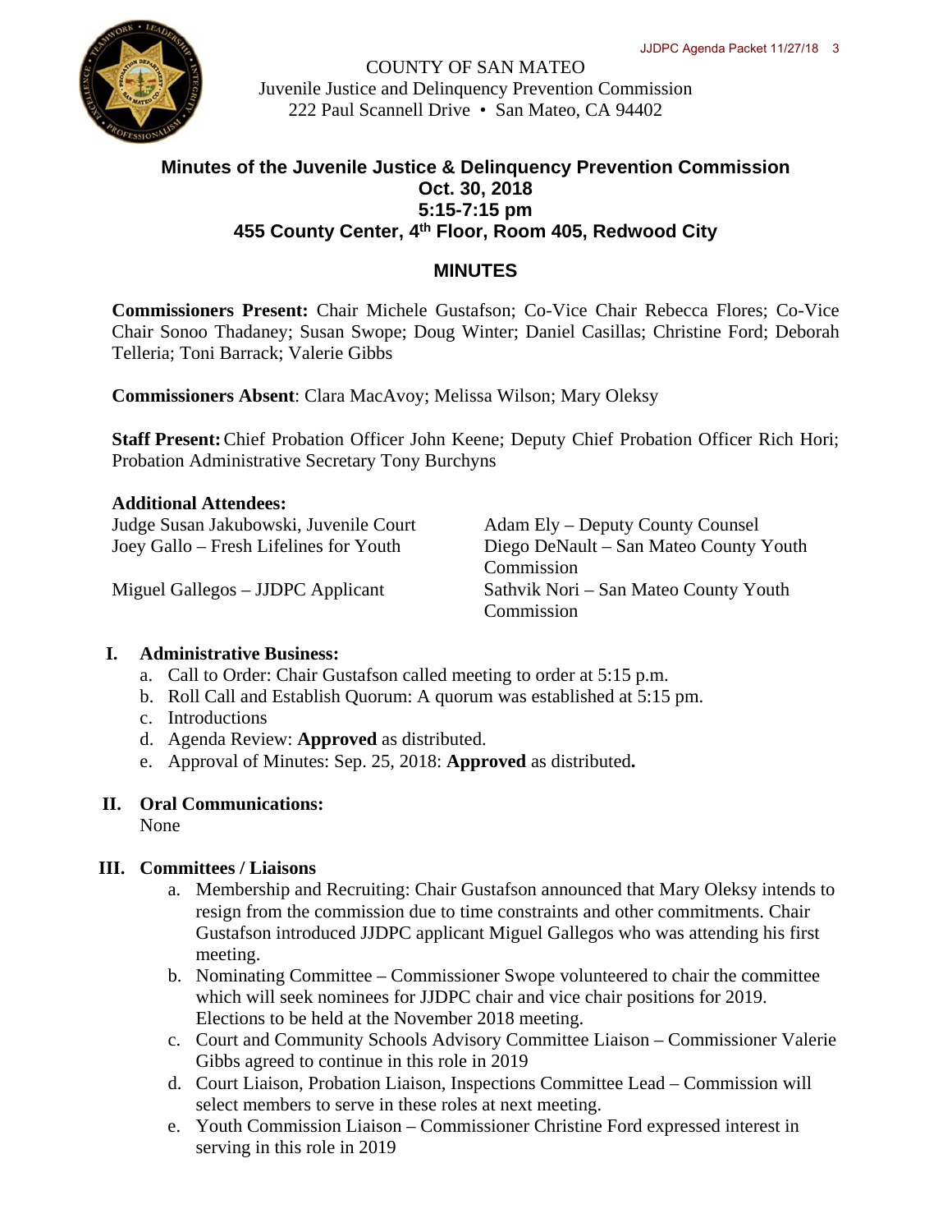COUNTY OF SAN MATEO
Juvenile Justice and Delinquency Prevention Commission
222 Paul Scannell Drive • San Mateo, CA 94402

## Minutes of the Juvenile Justice & Delinquency Prevention Commission
## Oct. 30, 2018
## 5:15-7:15 pm
## 455 County Center, 4th Floor, Room 405, Redwood City

## MINUTES

**Commissioners Present:** Chair Michele Gustafson; Co-Vice Chair Rebecca Flores; Co-Vice Chair Sonoo Thadaney; Susan Swope; Doug Winter; Daniel Casillas; Christine Ford; Deborah Telleria; Toni Barrack; Valerie Gibbs

**Commissioners Absent**: Clara MacAvoy; Melissa Wilson; Mary Oleksy

**Staff Present:** Chief Probation Officer John Keene; Deputy Chief Probation Officer Rich Hori; Probation Administrative Secretary Tony Burchyns

**Additional Attendees:**

| | |
|---|---|
| Judge Susan Jakubowski, Juvenile Court | Adam Ely – Deputy County Counsel |
| Joey Gallo – Fresh Lifelines for Youth | Diego DeNault – San Mateo County Youth Commission |
| Miguel Gallegos – JJDPC Applicant | Sathvik Nori – San Mateo County Youth Commission |

**I. Administrative Business:**

a. Call to Order: Chair Gustafson called meeting to order at 5:15 p.m.
b. Roll Call and Establish Quorum: A quorum was established at 5:15 pm.
c. Introductions
d. Agenda Review: **Approved** as distributed.
e. Approval of Minutes: Sep. 25, 2018: **Approved** as distributed**.**

**II. Oral Communications:**

None

**III. Committees / Liaisons**

a. Membership and Recruiting: Chair Gustafson announced that Mary Oleksy intends to resign from the commission due to time constraints and other commitments. Chair Gustafson introduced JJDPC applicant Miguel Gallegos who was attending his first meeting.
b. Nominating Committee – Commissioner Swope volunteered to chair the committee which will seek nominees for JJDPC chair and vice chair positions for 2019. Elections to be held at the November 2018 meeting.
c. Court and Community Schools Advisory Committee Liaison – Commissioner Valerie Gibbs agreed to continue in this role in 2019
d. Court Liaison, Probation Liaison, Inspections Committee Lead – Commission will select members to serve in these roles at next meeting.
e. Youth Commission Liaison – Commissioner Christine Ford expressed interest in serving in this role in 2019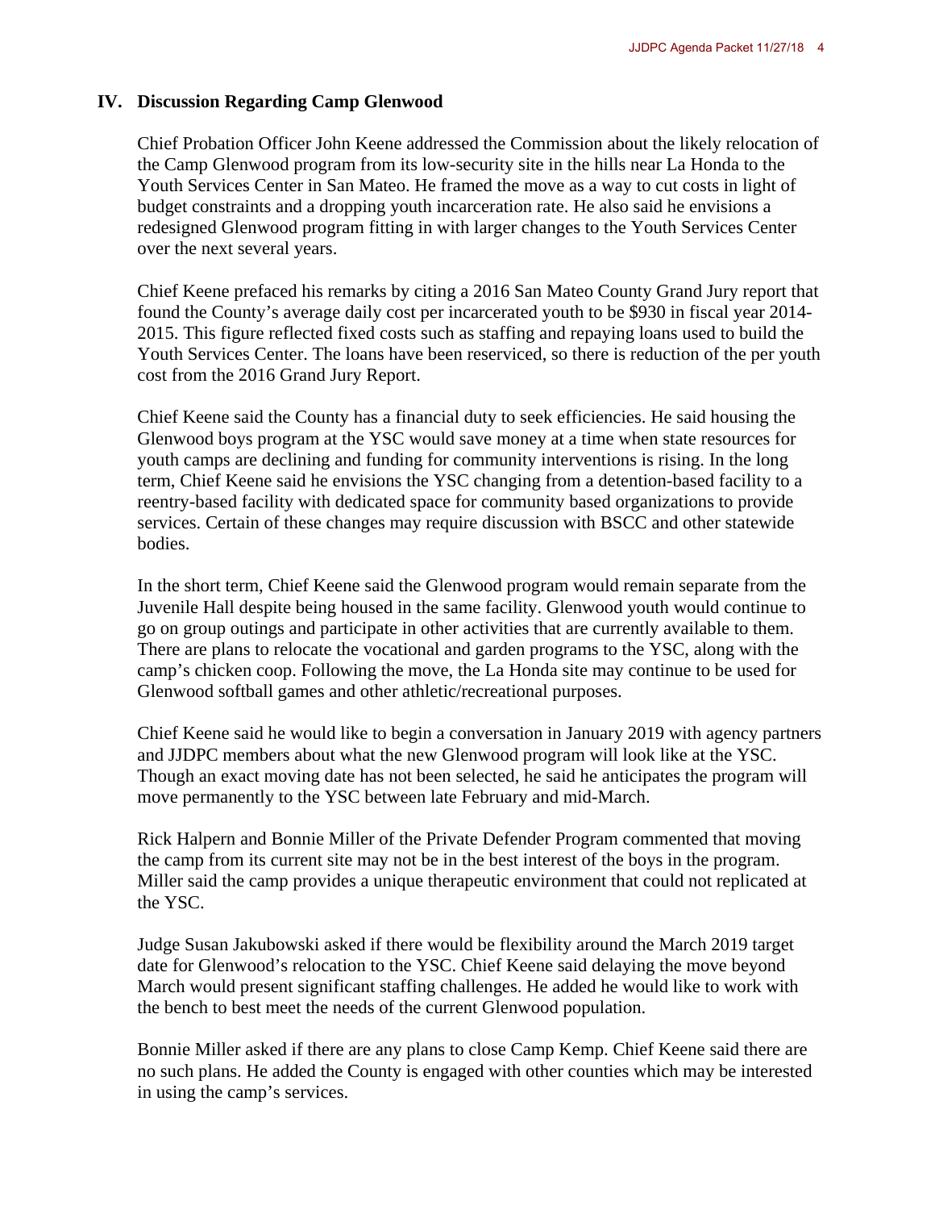## IV. Discussion Regarding Camp Glenwood

Chief Probation Officer John Keene addressed the Commission about the likely relocation of the Camp Glenwood program from its low-security site in the hills near La Honda to the Youth Services Center in San Mateo. He framed the move as a way to cut costs in light of budget constraints and a dropping youth incarceration rate. He also said he envisions a redesigned Glenwood program fitting in with larger changes to the Youth Services Center over the next several years.

Chief Keene prefaced his remarks by citing a 2016 San Mateo County Grand Jury report that found the County's average daily cost per incarcerated youth to be $930 in fiscal year 2014-2015. This figure reflected fixed costs such as staffing and repaying loans used to build the Youth Services Center. The loans have been reserviced, so there is reduction of the per youth cost from the 2016 Grand Jury Report.

Chief Keene said the County has a financial duty to seek efficiencies. He said housing the Glenwood boys program at the YSC would save money at a time when state resources for youth camps are declining and funding for community interventions is rising. In the long term, Chief Keene said he envisions the YSC changing from a detention-based facility to a reentry-based facility with dedicated space for community based organizations to provide services. Certain of these changes may require discussion with BSCC and other statewide bodies.

In the short term, Chief Keene said the Glenwood program would remain separate from the Juvenile Hall despite being housed in the same facility. Glenwood youth would continue to go on group outings and participate in other activities that are currently available to them. There are plans to relocate the vocational and garden programs to the YSC, along with the camp's chicken coop. Following the move, the La Honda site may continue to be used for Glenwood softball games and other athletic/recreational purposes.

Chief Keene said he would like to begin a conversation in January 2019 with agency partners and JJDPC members about what the new Glenwood program will look like at the YSC. Though an exact moving date has not been selected, he said he anticipates the program will move permanently to the YSC between late February and mid-March.

Rick Halpern and Bonnie Miller of the Private Defender Program commented that moving the camp from its current site may not be in the best interest of the boys in the program. Miller said the camp provides a unique therapeutic environment that could not replicated at the YSC.

Judge Susan Jakubowski asked if there would be flexibility around the March 2019 target date for Glenwood's relocation to the YSC. Chief Keene said delaying the move beyond March would present significant staffing challenges. He added he would like to work with the bench to best meet the needs of the current Glenwood population.

Bonnie Miller asked if there are any plans to close Camp Kemp. Chief Keene said there are no such plans. He added the County is engaged with other counties which may be interested in using the camp's services.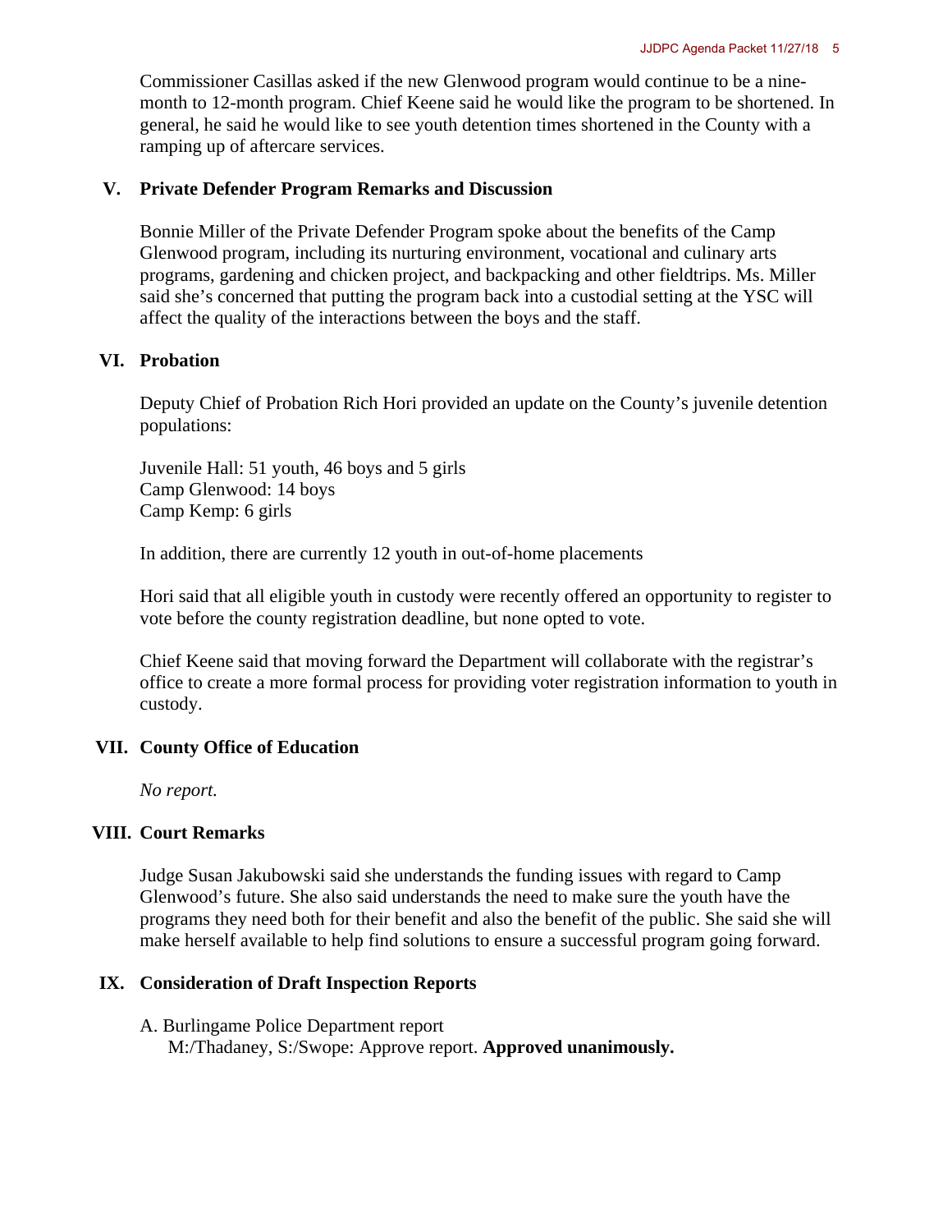Commissioner Casillas asked if the new Glenwood program would continue to be a nine-month to 12-month program. Chief Keene said he would like the program to be shortened. In general, he said he would like to see youth detention times shortened in the County with a ramping up of aftercare services.

## V. Private Defender Program Remarks and Discussion

Bonnie Miller of the Private Defender Program spoke about the benefits of the Camp Glenwood program, including its nurturing environment, vocational and culinary arts programs, gardening and chicken project, and backpacking and other fieldtrips. Ms. Miller said she's concerned that putting the program back into a custodial setting at the YSC will affect the quality of the interactions between the boys and the staff.

## VI. Probation

Deputy Chief of Probation Rich Hori provided an update on the County's juvenile detention populations:

Juvenile Hall: 51 youth, 46 boys and 5 girls
Camp Glenwood: 14 boys
Camp Kemp: 6 girls

In addition, there are currently 12 youth in out-of-home placements

Hori said that all eligible youth in custody were recently offered an opportunity to register to vote before the county registration deadline, but none opted to vote.

Chief Keene said that moving forward the Department will collaborate with the registrar's office to create a more formal process for providing voter registration information to youth in custody.

## VII. County Office of Education

*No report.*

## VIII. Court Remarks

Judge Susan Jakubowski said she understands the funding issues with regard to Camp Glenwood's future. She also said understands the need to make sure the youth have the programs they need both for their benefit and also the benefit of the public. She said she will make herself available to help find solutions to ensure a successful program going forward.

## IX. Consideration of Draft Inspection Reports

A. Burlingame Police Department report
M:/Thadaney, S:/Swope: Approve report. **Approved unanimously.**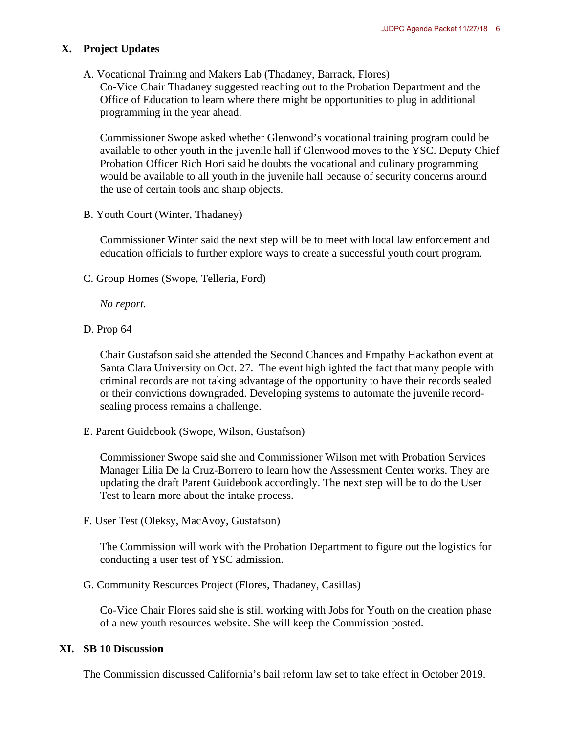## X. Project Updates

A. Vocational Training and Makers Lab (Thadaney, Barrack, Flores)

Co-Vice Chair Thadaney suggested reaching out to the Probation Department and the Office of Education to learn where there might be opportunities to plug in additional programming in the year ahead.

Commissioner Swope asked whether Glenwood's vocational training program could be available to other youth in the juvenile hall if Glenwood moves to the YSC. Deputy Chief Probation Officer Rich Hori said he doubts the vocational and culinary programming would be available to all youth in the juvenile hall because of security concerns around the use of certain tools and sharp objects.

B. Youth Court (Winter, Thadaney)

Commissioner Winter said the next step will be to meet with local law enforcement and education officials to further explore ways to create a successful youth court program.

C. Group Homes (Swope, Telleria, Ford)

*No report.*

D. Prop 64

Chair Gustafson said she attended the Second Chances and Empathy Hackathon event at Santa Clara University on Oct. 27. The event highlighted the fact that many people with criminal records are not taking advantage of the opportunity to have their records sealed or their convictions downgraded. Developing systems to automate the juvenile record-sealing process remains a challenge.

E. Parent Guidebook (Swope, Wilson, Gustafson)

Commissioner Swope said she and Commissioner Wilson met with Probation Services Manager Lilia De la Cruz-Borrero to learn how the Assessment Center works. They are updating the draft Parent Guidebook accordingly. The next step will be to do the User Test to learn more about the intake process.

F. User Test (Oleksy, MacAvoy, Gustafson)

The Commission will work with the Probation Department to figure out the logistics for conducting a user test of YSC admission.

G. Community Resources Project (Flores, Thadaney, Casillas)

Co-Vice Chair Flores said she is still working with Jobs for Youth on the creation phase of a new youth resources website. She will keep the Commission posted.

## XI. SB 10 Discussion

The Commission discussed California's bail reform law set to take effect in October 2019.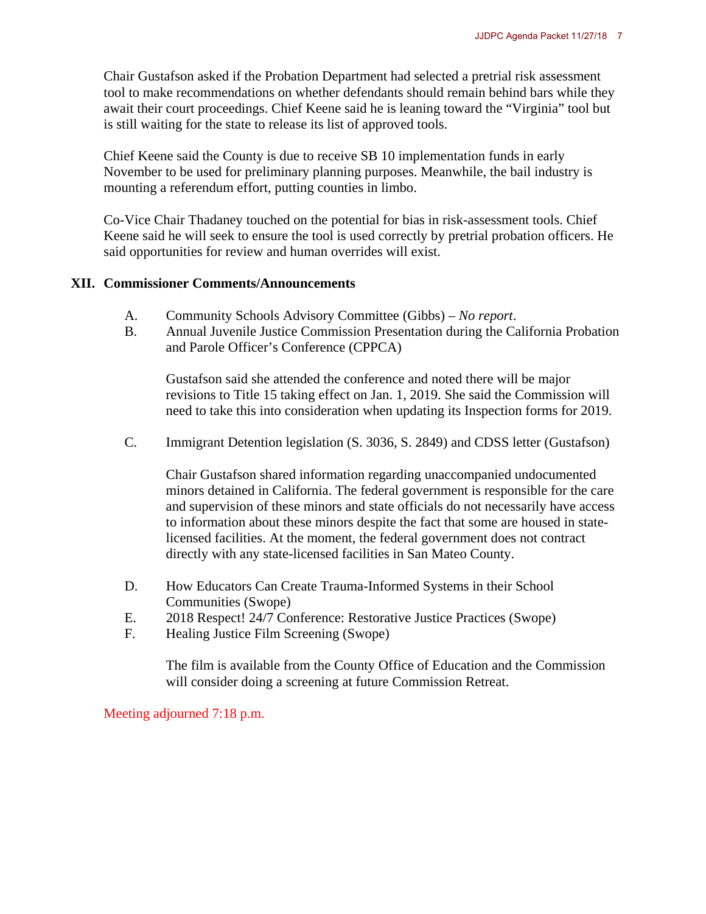Chair Gustafson asked if the Probation Department had selected a pretrial risk assessment tool to make recommendations on whether defendants should remain behind bars while they await their court proceedings. Chief Keene said he is leaning toward the “Virginia” tool but is still waiting for the state to release its list of approved tools.

Chief Keene said the County is due to receive SB 10 implementation funds in early November to be used for preliminary planning purposes. Meanwhile, the bail industry is mounting a referendum effort, putting counties in limbo.

Co-Vice Chair Thadaney touched on the potential for bias in risk-assessment tools. Chief Keene said he will seek to ensure the tool is used correctly by pretrial probation officers. He said opportunities for review and human overrides will exist.

## XII. Commissioner Comments/Announcements

A. Community Schools Advisory Committee (Gibbs) – *No report*.

B. Annual Juvenile Justice Commission Presentation during the California Probation and Parole Officer’s Conference (CPPCA)

Gustafson said she attended the conference and noted there will be major revisions to Title 15 taking effect on Jan. 1, 2019. She said the Commission will need to take this into consideration when updating its Inspection forms for 2019.

C. Immigrant Detention legislation (S. 3036, S. 2849) and CDSS letter (Gustafson)

Chair Gustafson shared information regarding unaccompanied undocumented minors detained in California. The federal government is responsible for the care and supervision of these minors and state officials do not necessarily have access to information about these minors despite the fact that some are housed in state-licensed facilities. At the moment, the federal government does not contract directly with any state-licensed facilities in San Mateo County.

D. How Educators Can Create Trauma-Informed Systems in their School Communities (Swope)

E. 2018 Respect! 24/7 Conference: Restorative Justice Practices (Swope)

F. Healing Justice Film Screening (Swope)

The film is available from the County Office of Education and the Commission will consider doing a screening at future Commission Retreat.

Meeting adjourned 7:18 p.m.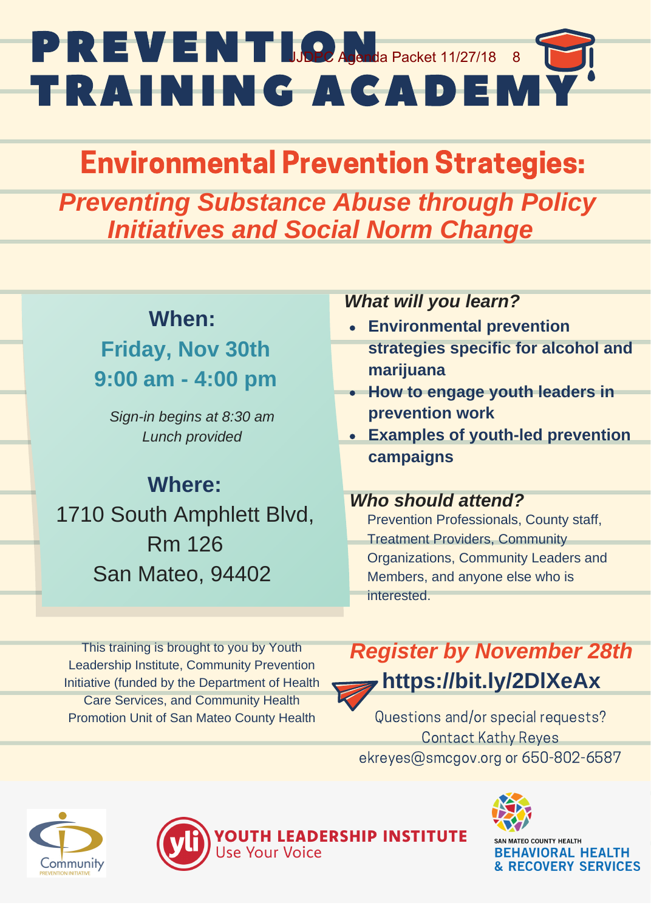# PREVENTION TRAINING ACADEMY

## Environmental Prevention Strategies:

***Preventing Substance Abuse through Policy Initiatives and Social Norm Change***

### When:

**Friday, Nov 30th**
**9:00 am - 4:00 pm**

*Sign-in begins at 8:30 am*
*Lunch provided*

### Where:

1710 South Amphlett Blvd,
Rm 126
San Mateo, 94402

***What will you learn?***

- **Environmental prevention strategies specific for alcohol and marijuana**
- **How to engage youth leaders in prevention work**
- **Examples of youth-led prevention campaigns**

***Who should attend?***

Prevention Professionals, County staff, Treatment Providers, Community Organizations, Community Leaders and Members, and anyone else who is interested.

This training is brought to you by Youth Leadership Institute, Community Prevention Initiative (funded by the Department of Health Care Services, and Community Health Promotion Unit of San Mateo County Health

***Register by November 28th***

**https://bit.ly/2DIXeAx**

Questions and/or special requests?
Contact Kathy Reyes
ekreyes@smcgov.org or 650-802-6587

Community PREVENTION INITIATIVE

YOUTH LEADERSHIP INSTITUTE Use Your Voice

SAN MATEO COUNTY HEALTH BEHAVIORAL HEALTH & RECOVERY SERVICES